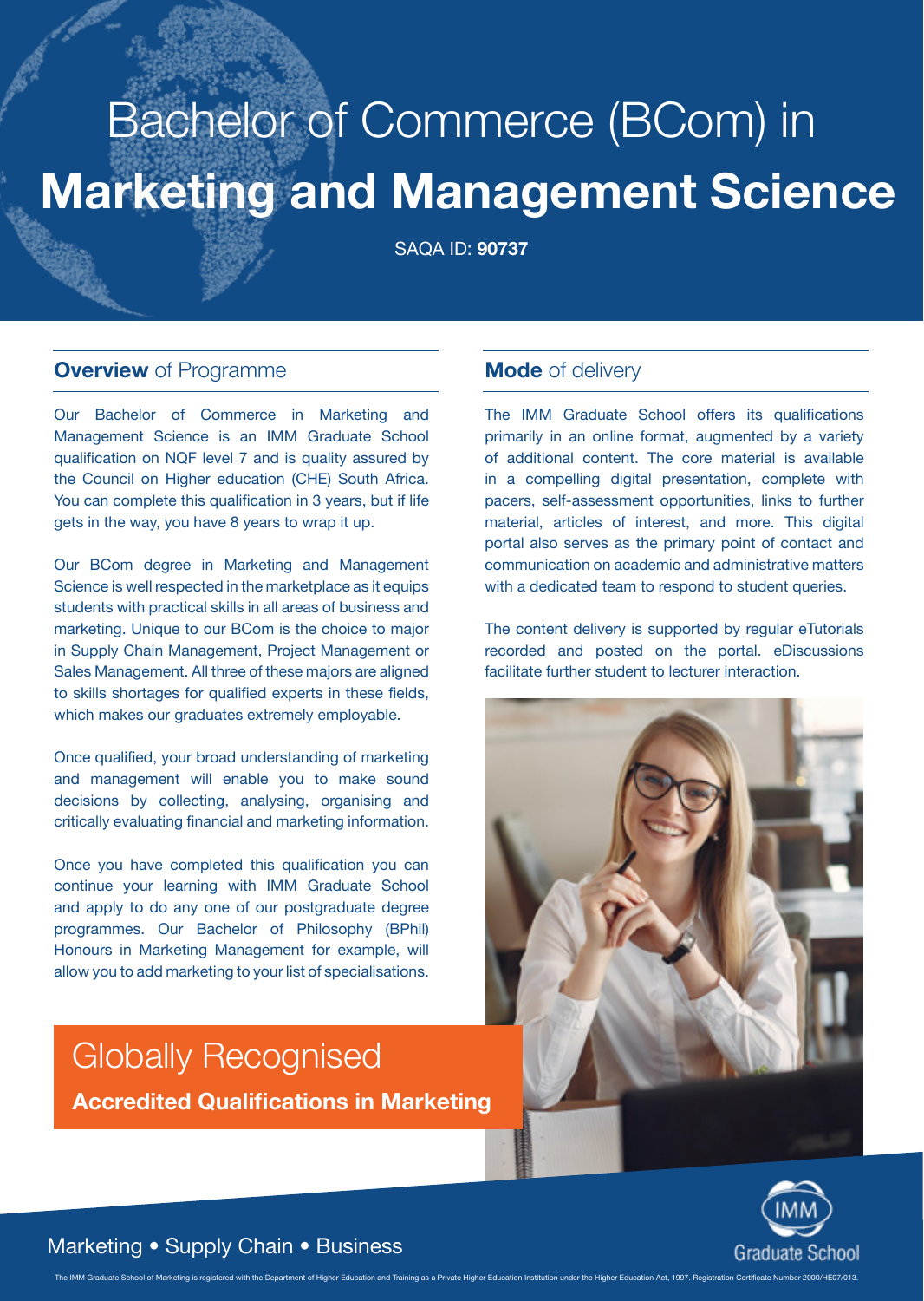# Bachelor of Commerce (BCom) in **Marketing and Management Science**

SAQA ID: **90737**

## **Overview** of Programme

Our Bachelor of Commerce in Marketing and Management Science is an IMM Graduate School qualification on NQF level 7 and is quality assured by the Council on Higher education (CHE) South Africa. You can complete this qualification in 3 years, but if life gets in the way, you have 8 years to wrap it up.

Our BCom degree in Marketing and Management Science is well respected in the marketplace as it equips students with practical skills in all areas of business and marketing. Unique to our BCom is the choice to major in Supply Chain Management, Project Management or Sales Management. All three of these majors are aligned to skills shortages for qualified experts in these fields, which makes our graduates extremely employable.

Once qualified, your broad understanding of marketing and management will enable you to make sound decisions by collecting, analysing, organising and critically evaluating financial and marketing information.

Once you have completed this qualification you can continue your learning with IMM Graduate School and apply to do any one of our postgraduate degree programmes. Our Bachelor of Philosophy (BPhil) Honours in Marketing Management for example, will allow you to add marketing to your list of specialisations.

## **Mode** of delivery

The IMM Graduate School offers its qualifications primarily in an online format, augmented by a variety of additional content. The core material is available in a compelling digital presentation, complete with pacers, self-assessment opportunities, links to further material, articles of interest, and more. This digital portal also serves as the primary point of contact and communication on academic and administrative matters with a dedicated team to respond to student queries.

The content delivery is supported by regular eTutorials recorded and posted on the portal. eDiscussions facilitate further student to lecturer interaction.

## Globally Recognised

**Accredited Qualifications in Marketing**

Marketing • Supply Chain • Business

IMM Graduate School

The IMM Graduate School of Marketing is registered with the Department of Higher Education and Training as a Private Higher Education Institution under the Higher Education Act, 1997. Registration Certificate Number 2000/HE07/013.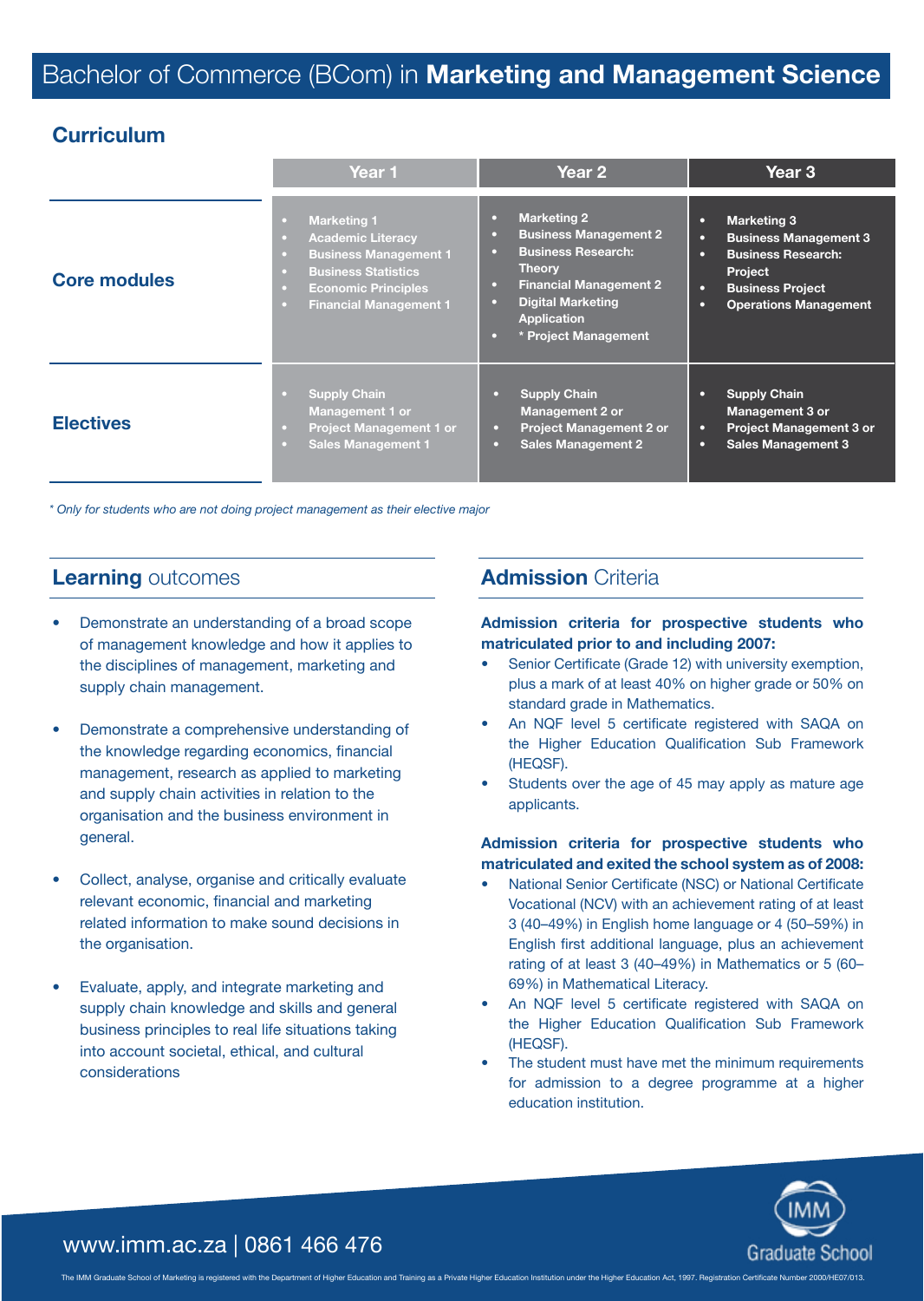# Bachelor of Commerce (BCom) in **Marketing and Management Science**

## Curriculum

| | Year 1 | Year 2 | Year 3 |
|---|---|---|---|
| **Core modules** | • Marketing 1<br>• Academic Literacy<br>• Business Management 1<br>• Business Statistics<br>• Economic Principles<br>• Financial Management 1 | • Marketing 2<br>• Business Management 2<br>• Business Research: Theory<br>• Financial Management 2<br>• Digital Marketing Application<br>• * Project Management | • Marketing 3<br>• Business Management 3<br>• Business Research: Project<br>• Business Project<br>• Operations Management |
| **Electives** | • Supply Chain Management 1 or<br>• Project Management 1 or<br>• Sales Management 1 | • Supply Chain Management 2 or<br>• Project Management 2 or<br>• Sales Management 2 | • Supply Chain Management 3 or<br>• Project Management 3 or<br>• Sales Management 3 |

*\* Only for students who are not doing project management as their elective major*

## **Learning** outcomes

- Demonstrate an understanding of a broad scope of management knowledge and how it applies to the disciplines of management, marketing and supply chain management.
- Demonstrate a comprehensive understanding of the knowledge regarding economics, financial management, research as applied to marketing and supply chain activities in relation to the organisation and the business environment in general.
- Collect, analyse, organise and critically evaluate relevant economic, financial and marketing related information to make sound decisions in the organisation.
- Evaluate, apply, and integrate marketing and supply chain knowledge and skills and general business principles to real life situations taking into account societal, ethical, and cultural considerations

## **Admission** Criteria

**Admission criteria for prospective students who matriculated prior to and including 2007:**

- Senior Certificate (Grade 12) with university exemption, plus a mark of at least 40% on higher grade or 50% on standard grade in Mathematics.
- An NQF level 5 certificate registered with SAQA on the Higher Education Qualification Sub Framework (HEQSF).
- Students over the age of 45 may apply as mature age applicants.

**Admission criteria for prospective students who matriculated and exited the school system as of 2008:**

- National Senior Certificate (NSC) or National Certificate Vocational (NCV) with an achievement rating of at least 3 (40–49%) in English home language or 4 (50–59%) in English first additional language, plus an achievement rating of at least 3 (40–49%) in Mathematics or 5 (60–69%) in Mathematical Literacy.
- An NQF level 5 certificate registered with SAQA on the Higher Education Qualification Sub Framework (HEQSF).
- The student must have met the minimum requirements for admission to a degree programme at a higher education institution.

www.imm.ac.za | 0861 466 476

IMM Graduate School

The IMM Graduate School of Marketing is registered with the Department of Higher Education and Training as a Private Higher Education Institution under the Higher Education Act, 1997. Registration Certificate Number 2000/HE07/013.